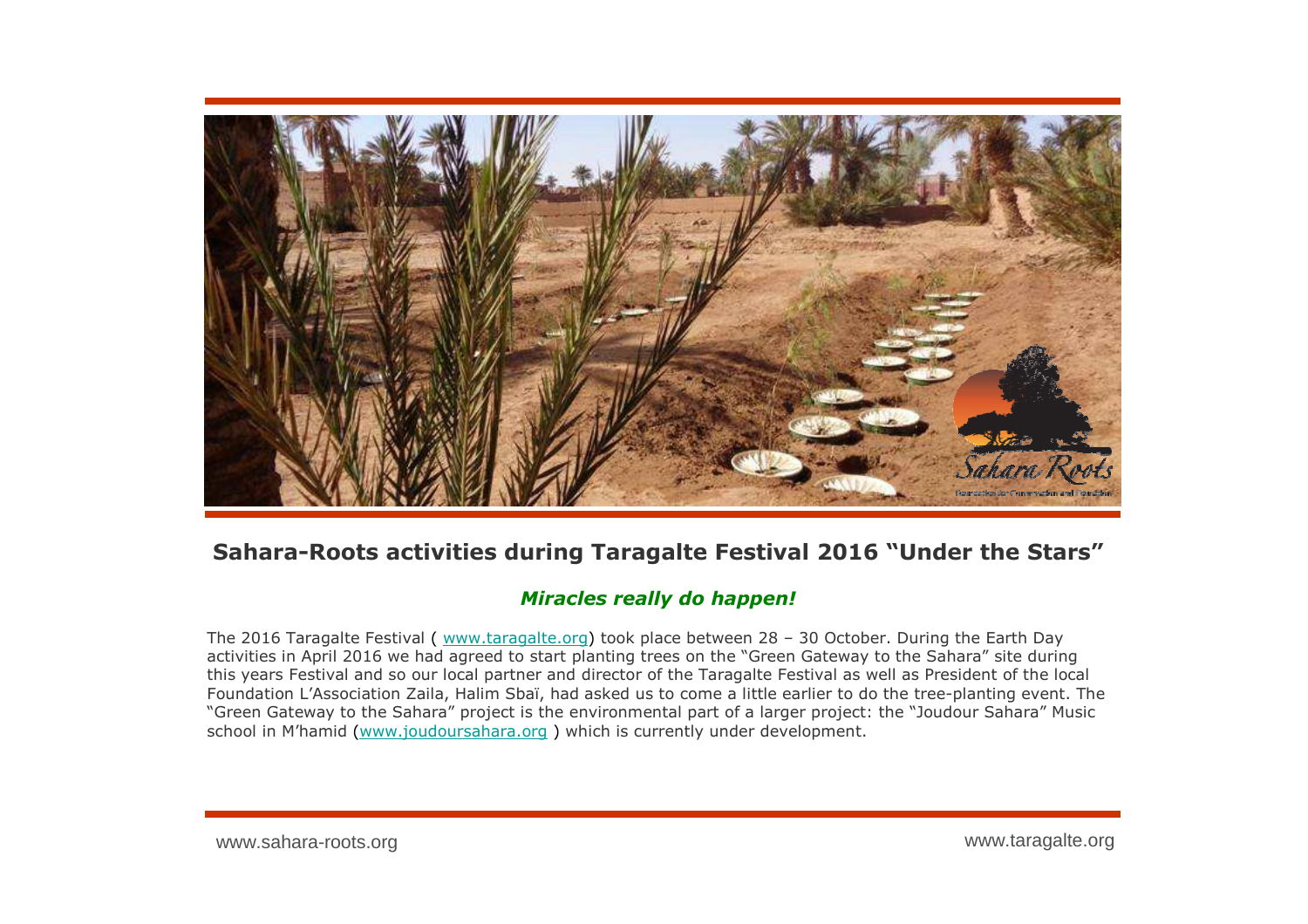## Sahara-Roots activities during Taragalte Festival 2016 "Under the Stars"

***Miracles really do happen!***

The 2016 Taragalte Festival ( www.taragalte.org) took place between 28 – 30 October. During the Earth Day activities in April 2016 we had agreed to start planting trees on the "Green Gateway to the Sahara" site during this years Festival and so our local partner and director of the Taragalte Festival as well as President of the local Foundation L'Association Zaila, Halim Sbaï, had asked us to come a little earlier to do the tree-planting event. The "Green Gateway to the Sahara" project is the environmental part of a larger project: the "Joudour Sahara" Music school in M'hamid (www.joudoursahara.org ) which is currently under development.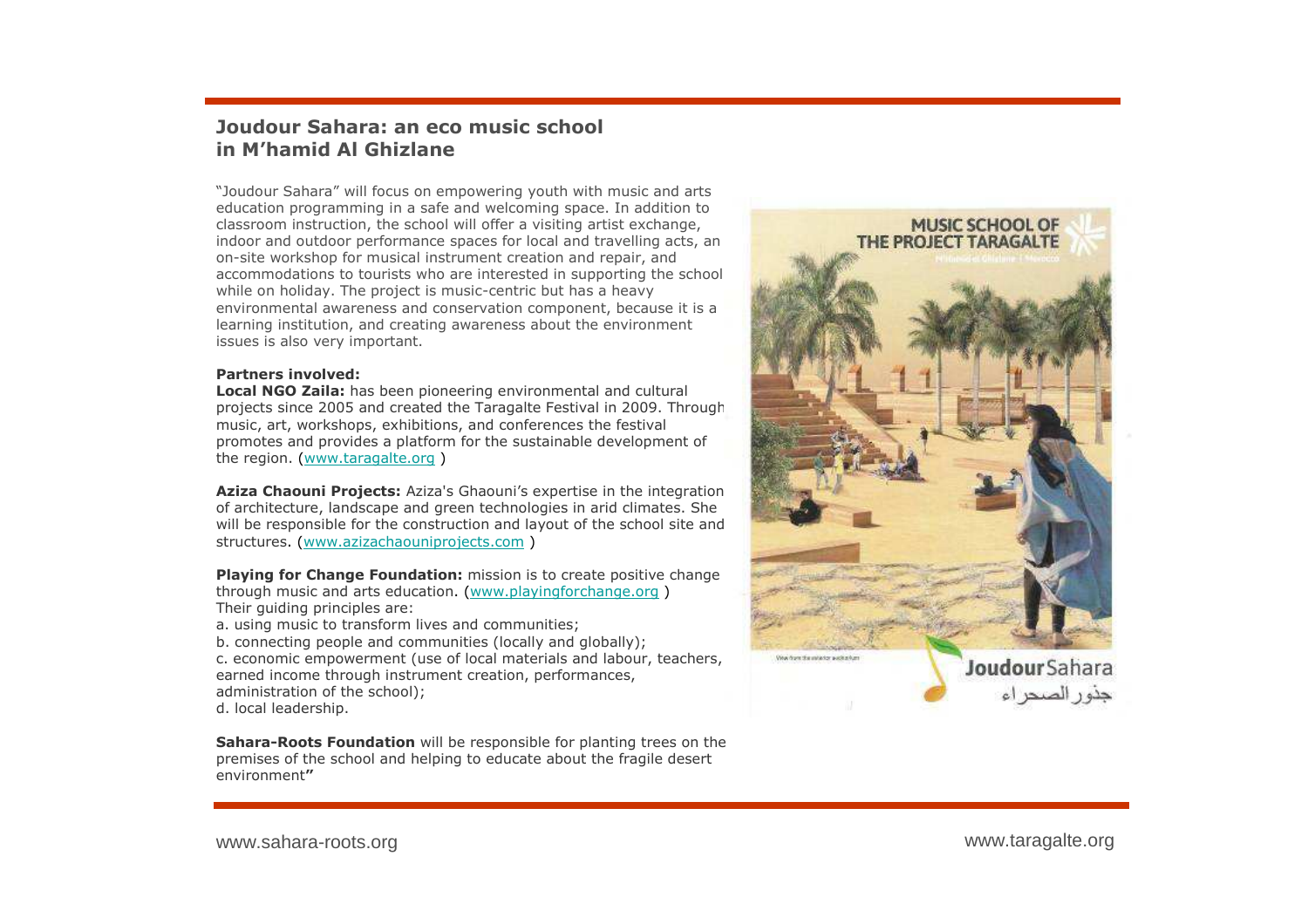## Joudour Sahara: an eco music school in M'hamid Al Ghizlane

"Joudour Sahara" will focus on empowering youth with music and arts education programming in a safe and welcoming space. In addition to classroom instruction, the school will offer a visiting artist exchange, indoor and outdoor performance spaces for local and travelling acts, an on-site workshop for musical instrument creation and repair, and accommodations to tourists who are interested in supporting the school while on holiday. The project is music-centric but has a heavy environmental awareness and conservation component, because it is a learning institution, and creating awareness about the environment issues is also very important.

**Partners involved:**

**Local NGO Zaila:** has been pioneering environmental and cultural projects since 2005 and created the Taragalte Festival in 2009. Through music, art, workshops, exhibitions, and conferences the festival promotes and provides a platform for the sustainable development of the region. (www.taragalte.org )

**Aziza Chaouni Projects:** Aziza's Ghaouni's expertise in the integration of architecture, landscape and green technologies in arid climates. She will be responsible for the construction and layout of the school site and structures. (www.azizachaouniprojects.com )

**Playing for Change Foundation:** mission is to create positive change through music and arts education. (www.playingforchange.org )
Their guiding principles are:
a. using music to transform lives and communities;
b. connecting people and communities (locally and globally);
c. economic empowerment (use of local materials and labour, teachers, earned income through instrument creation, performances, administration of the school);
d. local leadership.

**Sahara-Roots Foundation** will be responsible for planting trees on the premises of the school and helping to educate about the fragile desert environment"

MUSIC SCHOOL OF THE PROJECT TARAGALTE

Joudour Sahara

جذور الصحراء

www.sahara-roots.org

www.taragalte.org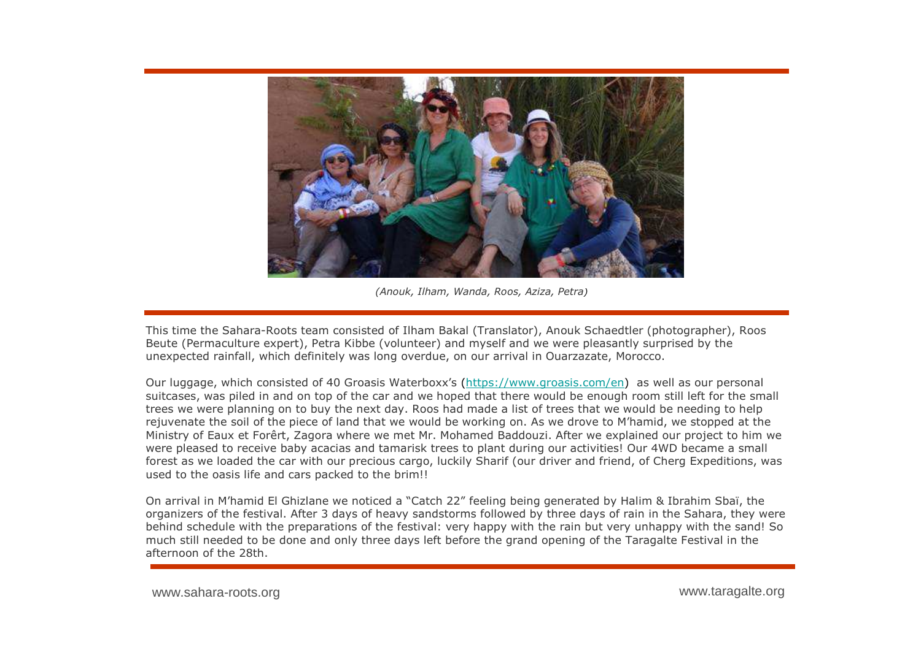*(Anouk, Ilham, Wanda, Roos, Aziza, Petra)*

This time the Sahara-Roots team consisted of Ilham Bakal (Translator), Anouk Schaedtler (photographer), Roos Beute (Permaculture expert), Petra Kibbe (volunteer) and myself and we were pleasantly surprised by the unexpected rainfall, which definitely was long overdue, on our arrival in Ouarzazate, Morocco.

Our luggage, which consisted of 40 Groasis Waterboxx's (https://www.groasis.com/en) as well as our personal suitcases, was piled in and on top of the car and we hoped that there would be enough room still left for the small trees we were planning on to buy the next day. Roos had made a list of trees that we would be needing to help rejuvenate the soil of the piece of land that we would be working on. As we drove to M'hamid, we stopped at the Ministry of Eaux et Forêrt, Zagora where we met Mr. Mohamed Baddouzi. After we explained our project to him we were pleased to receive baby acacias and tamarisk trees to plant during our activities! Our 4WD became a small forest as we loaded the car with our precious cargo, luckily Sharif (our driver and friend, of Cherg Expeditions, was used to the oasis life and cars packed to the brim!!

On arrival in M'hamid El Ghizlane we noticed a "Catch 22" feeling being generated by Halim & Ibrahim Sbaï, the organizers of the festival. After 3 days of heavy sandstorms followed by three days of rain in the Sahara, they were behind schedule with the preparations of the festival: very happy with the rain but very unhappy with the sand! So much still needed to be done and only three days left before the grand opening of the Taragalte Festival in the afternoon of the 28th.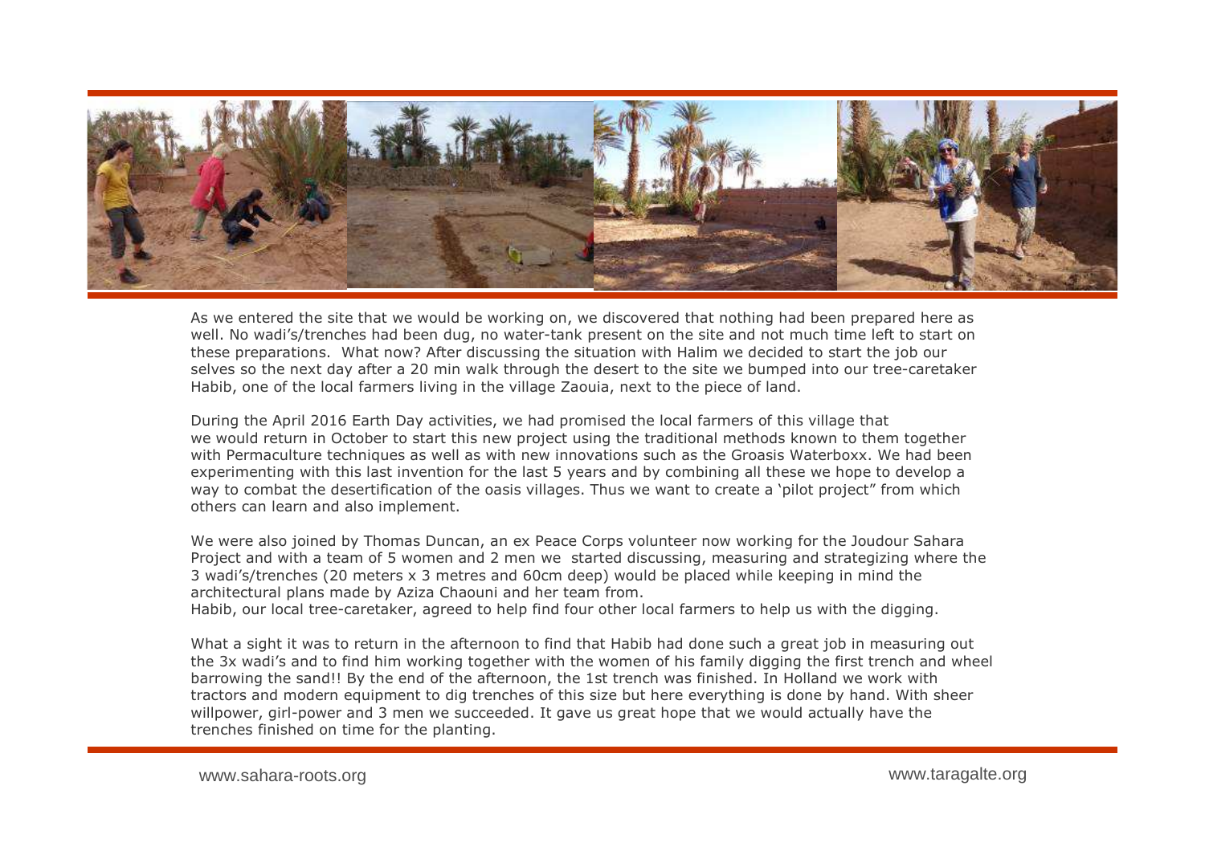As we entered the site that we would be working on, we discovered that nothing had been prepared here as well. No wadi's/trenches had been dug, no water-tank present on the site and not much time left to start on these preparations. What now? After discussing the situation with Halim we decided to start the job our selves so the next day after a 20 min walk through the desert to the site we bumped into our tree-caretaker Habib, one of the local farmers living in the village Zaouia, next to the piece of land.

During the April 2016 Earth Day activities, we had promised the local farmers of this village that we would return in October to start this new project using the traditional methods known to them together with Permaculture techniques as well as with new innovations such as the Groasis Waterboxx. We had been experimenting with this last invention for the last 5 years and by combining all these we hope to develop a way to combat the desertification of the oasis villages. Thus we want to create a 'pilot project" from which others can learn and also implement.

We were also joined by Thomas Duncan, an ex Peace Corps volunteer now working for the Joudour Sahara Project and with a team of 5 women and 2 men we started discussing, measuring and strategizing where the 3 wadi's/trenches (20 meters x 3 metres and 60cm deep) would be placed while keeping in mind the architectural plans made by Aziza Chaouni and her team from.
Habib, our local tree-caretaker, agreed to help find four other local farmers to help us with the digging.

What a sight it was to return in the afternoon to find that Habib had done such a great job in measuring out the 3x wadi's and to find him working together with the women of his family digging the first trench and wheel barrowing the sand!! By the end of the afternoon, the 1st trench was finished. In Holland we work with tractors and modern equipment to dig trenches of this size but here everything is done by hand. With sheer willpower, girl-power and 3 men we succeeded. It gave us great hope that we would actually have the trenches finished on time for the planting.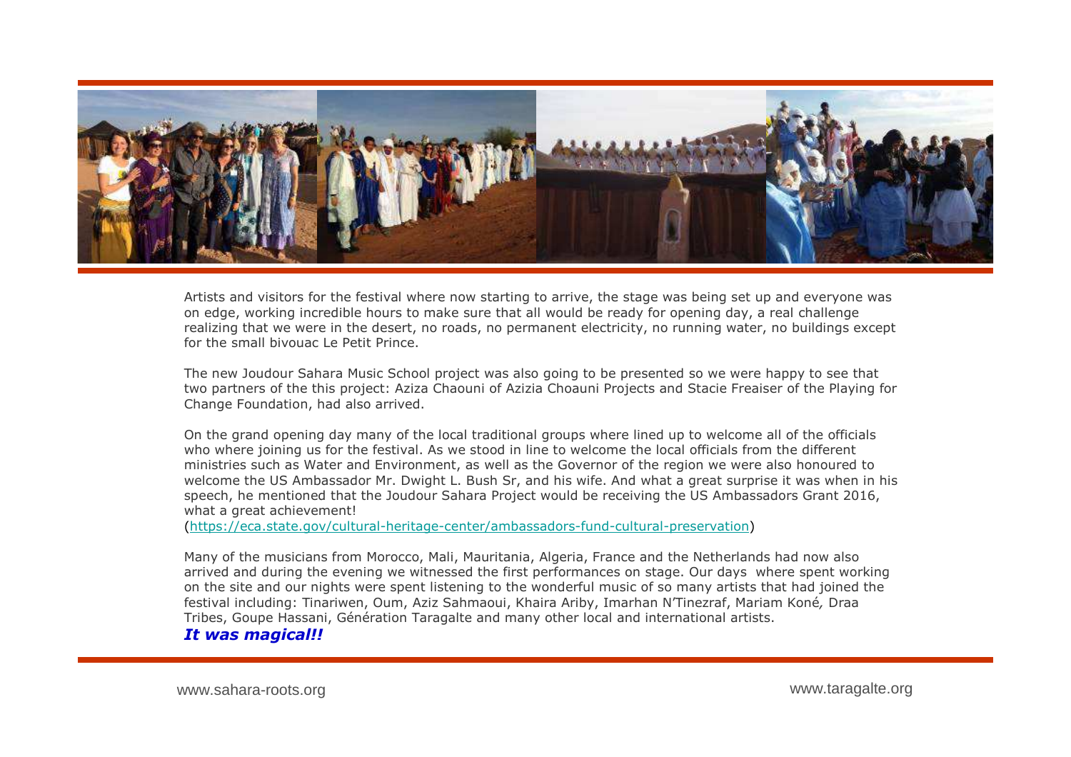Artists and visitors for the festival where now starting to arrive, the stage was being set up and everyone was on edge, working incredible hours to make sure that all would be ready for opening day, a real challenge realizing that we were in the desert, no roads, no permanent electricity, no running water, no buildings except for the small bivouac Le Petit Prince.

The new Joudour Sahara Music School project was also going to be presented so we were happy to see that two partners of the this project: Aziza Chaouni of Azizia Choauni Projects and Stacie Freaiser of the Playing for Change Foundation, had also arrived.

On the grand opening day many of the local traditional groups where lined up to welcome all of the officials who where joining us for the festival. As we stood in line to welcome the local officials from the different ministries such as Water and Environment, as well as the Governor of the region we were also honoured to welcome the US Ambassador Mr. Dwight L. Bush Sr, and his wife. And what a great surprise it was when in his speech, he mentioned that the Joudour Sahara Project would be receiving the US Ambassadors Grant 2016, what a great achievement!
(https://eca.state.gov/cultural-heritage-center/ambassadors-fund-cultural-preservation)

Many of the musicians from Morocco, Mali, Mauritania, Algeria, France and the Netherlands had now also arrived and during the evening we witnessed the first performances on stage. Our days where spent working on the site and our nights were spent listening to the wonderful music of so many artists that had joined the festival including: Tinariwen, Oum, Aziz Sahmaoui, Khaira Ariby, Imarhan N'Tinezraf, Mariam Koné, Draa Tribes, Goupe Hassani, Génération Taragalte and many other local and international artists.
***It was magical!!***

www.sahara-roots.org www.taragalte.org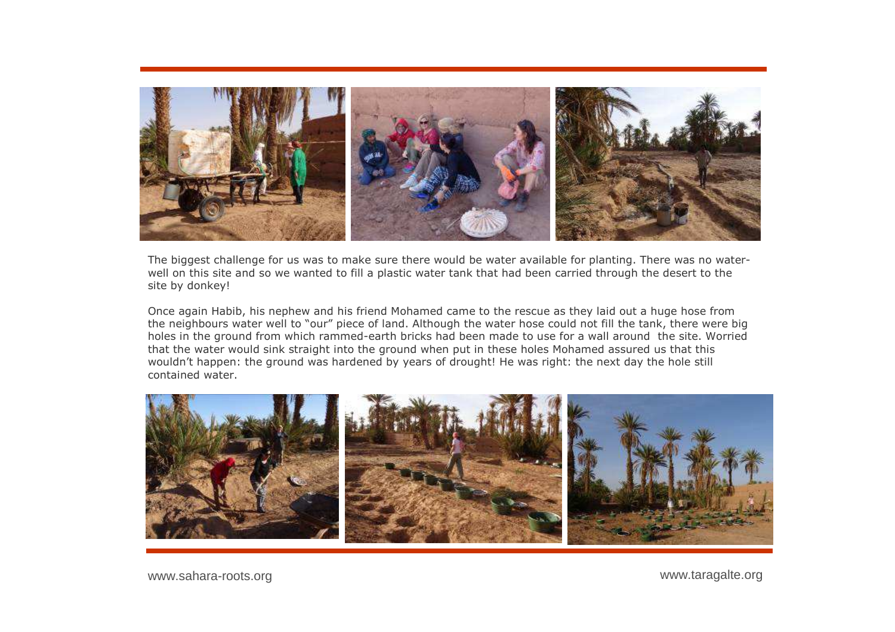The biggest challenge for us was to make sure there would be water available for planting. There was no water-well on this site and so we wanted to fill a plastic water tank that had been carried through the desert to the site by donkey!

Once again Habib, his nephew and his friend Mohamed came to the rescue as they laid out a huge hose from the neighbours water well to "our" piece of land. Although the water hose could not fill the tank, there were big holes in the ground from which rammed-earth bricks had been made to use for a wall around the site. Worried that the water would sink straight into the ground when put in these holes Mohamed assured us that this wouldn't happen: the ground was hardened by years of drought! He was right: the next day the hole still contained water.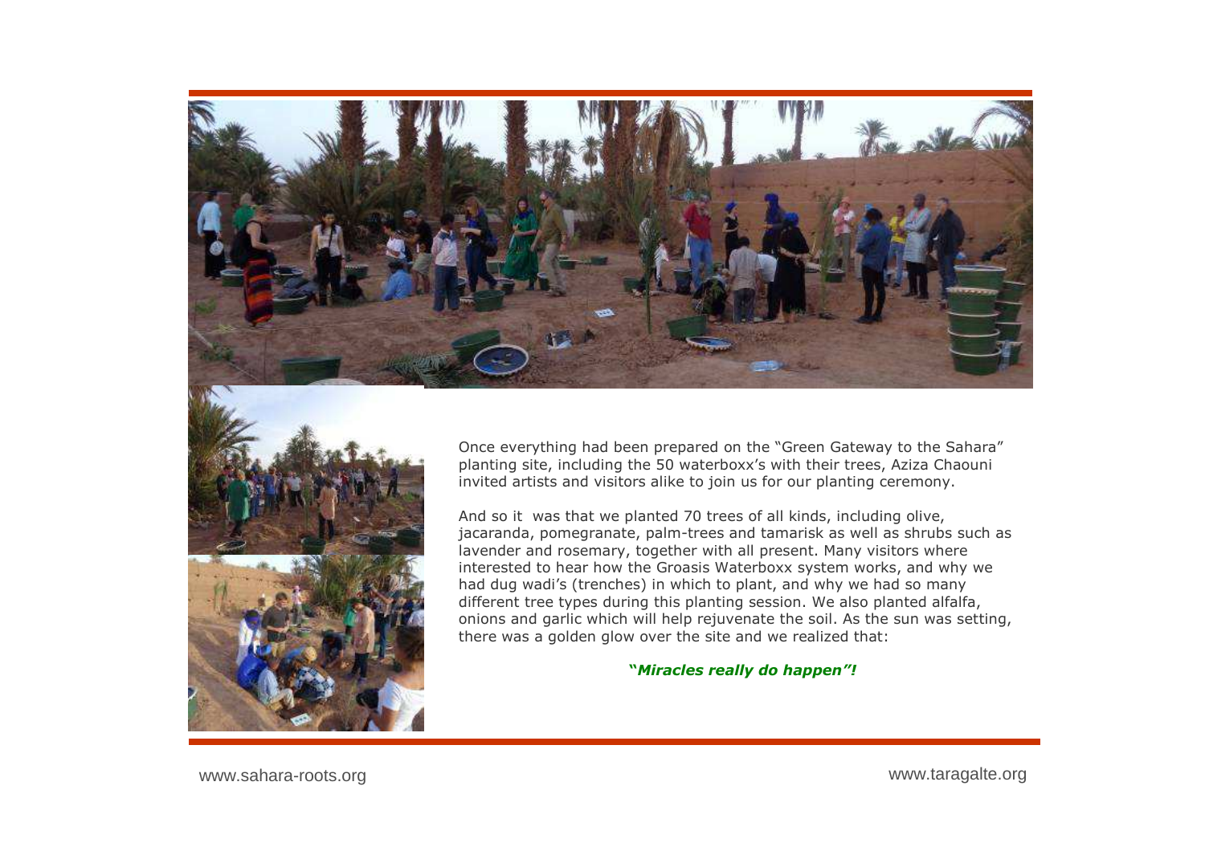Once everything had been prepared on the "Green Gateway to the Sahara" planting site, including the 50 waterboxx's with their trees, Aziza Chaouni invited artists and visitors alike to join us for our planting ceremony.

And so it was that we planted 70 trees of all kinds, including olive, jacaranda, pomegranate, palm-trees and tamarisk as well as shrubs such as lavender and rosemary, together with all present. Many visitors where interested to hear how the Groasis Waterboxx system works, and why we had dug wadi's (trenches) in which to plant, and why we had so many different tree types during this planting session. We also planted alfalfa, onions and garlic which will help rejuvenate the soil. As the sun was setting, there was a golden glow over the site and we realized that:

***"Miracles really do happen"!***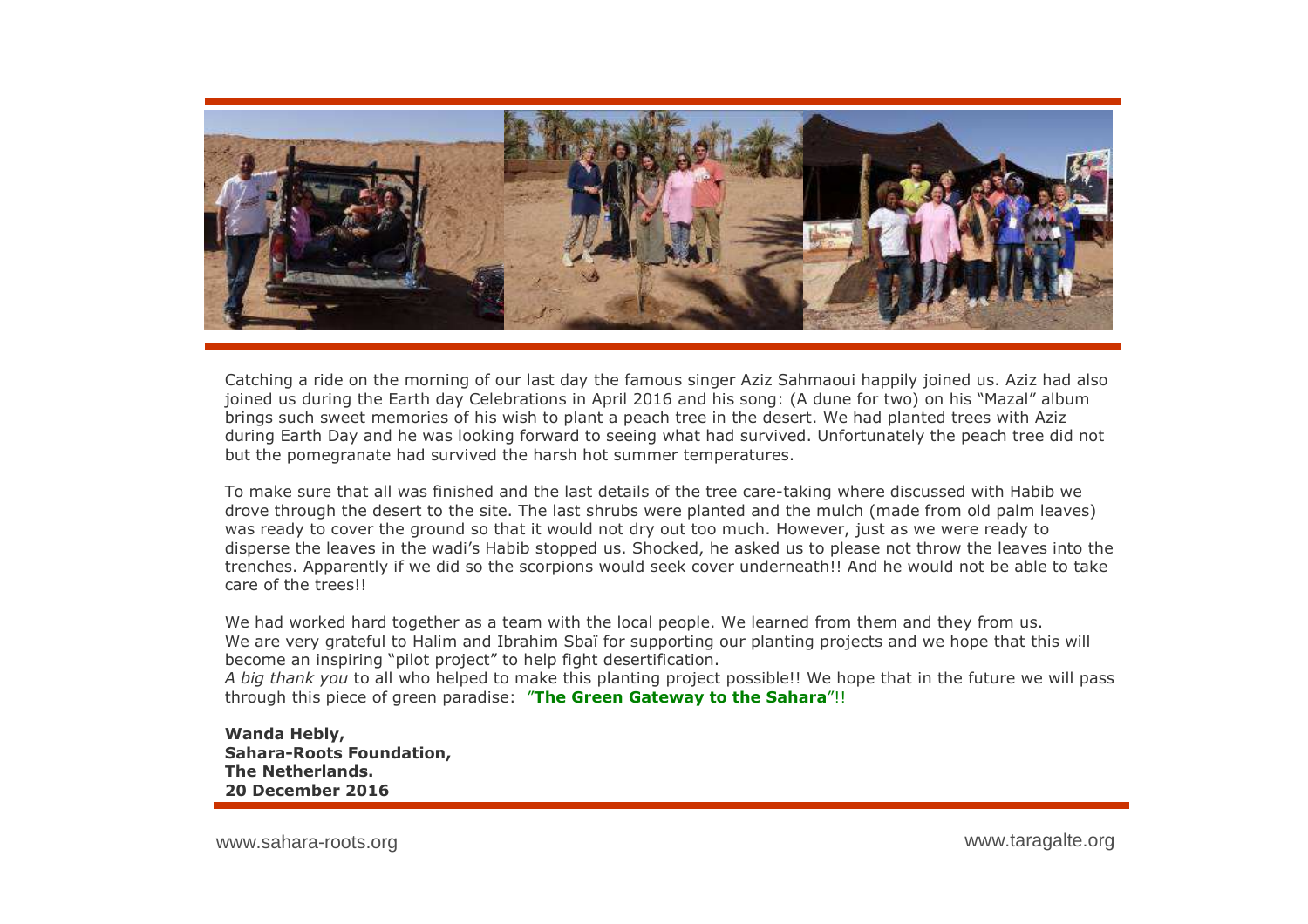Catching a ride on the morning of our last day the famous singer Aziz Sahmaoui happily joined us. Aziz had also joined us during the Earth day Celebrations in April 2016 and his song: (A dune for two) on his "Mazal" album brings such sweet memories of his wish to plant a peach tree in the desert. We had planted trees with Aziz during Earth Day and he was looking forward to seeing what had survived. Unfortunately the peach tree did not but the pomegranate had survived the harsh hot summer temperatures.

To make sure that all was finished and the last details of the tree care-taking where discussed with Habib we drove through the desert to the site. The last shrubs were planted and the mulch (made from old palm leaves) was ready to cover the ground so that it would not dry out too much. However, just as we were ready to disperse the leaves in the wadi's Habib stopped us. Shocked, he asked us to please not throw the leaves into the trenches. Apparently if we did so the scorpions would seek cover underneath!! And he would not be able to take care of the trees!!

We had worked hard together as a team with the local people. We learned from them and they from us.
We are very grateful to Halim and Ibrahim Sbaï for supporting our planting projects and we hope that this will become an inspiring "pilot project" to help fight desertification.
*A big thank you* to all who helped to make this planting project possible!! We hope that in the future we will pass through this piece of green paradise: "**The Green Gateway to the Sahara**"!!

**Wanda Hebly,**
**Sahara-Roots Foundation,**
**The Netherlands.**
**20 December 2016**

www.sahara-roots.org www.taragalte.org